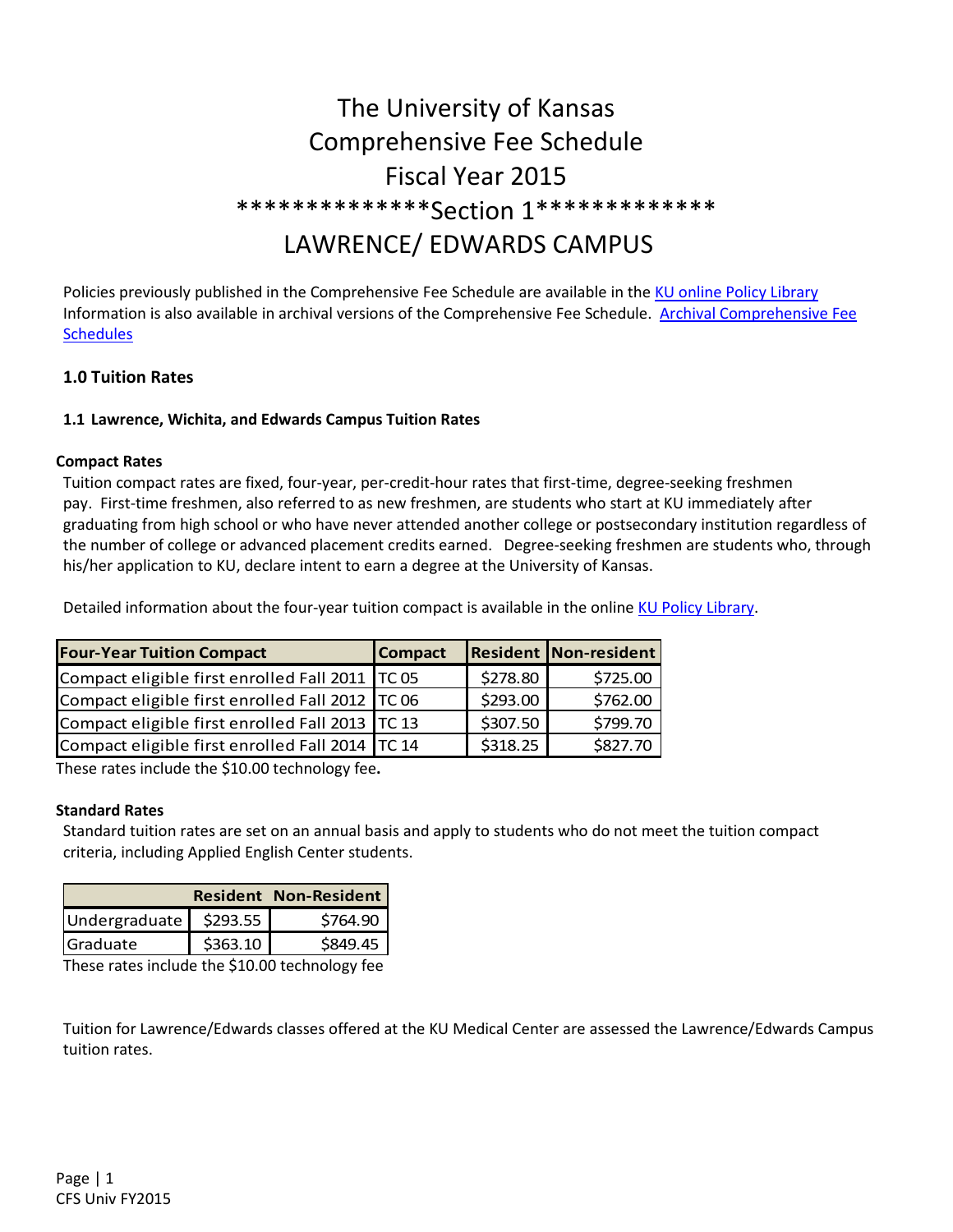# The University of Kansas
# Comprehensive Fee Schedule
# Fiscal Year 2015
# **************Section 1*************
# LAWRENCE/ EDWARDS CAMPUS

Policies previously published in the Comprehensive Fee Schedule are available in the KU online Policy Library Information is also available in archival versions of the Comprehensive Fee Schedule. Archival Comprehensive Fee Schedules

### 1.0 Tuition Rates

#### 1.1 Lawrence, Wichita, and Edwards Campus Tuition Rates

**Compact Rates**

Tuition compact rates are fixed, four-year, per-credit-hour rates that first-time, degree-seeking freshmen pay. First-time freshmen, also referred to as new freshmen, are students who start at KU immediately after graduating from high school or who have never attended another college or postsecondary institution regardless of the number of college or advanced placement credits earned. Degree-seeking freshmen are students who, through his/her application to KU, declare intent to earn a degree at the University of Kansas.

Detailed information about the four-year tuition compact is available in the online KU Policy Library.

| Four-Year Tuition Compact | Compact | Resident | Non-resident |
|---|---|---|---|
| Compact eligible first enrolled Fall 2011 | TC 05 | $278.80 | $725.00 |
| Compact eligible first enrolled Fall 2012 | TC 06 | $293.00 | $762.00 |
| Compact eligible first enrolled Fall 2013 | TC 13 | $307.50 | $799.70 |
| Compact eligible first enrolled Fall 2014 | TC 14 | $318.25 | $827.70 |

These rates include the $10.00 technology fee**.**

**Standard Rates**

Standard tuition rates are set on an annual basis and apply to students who do not meet the tuition compact criteria, including Applied English Center students.

| | Resident | Non-Resident |
|---|---|---|
| Undergraduate | $293.55 | $764.90 |
| Graduate | $363.10 | $849.45 |

These rates include the $10.00 technology fee

Tuition for Lawrence/Edwards classes offered at the KU Medical Center are assessed the Lawrence/Edwards Campus tuition rates.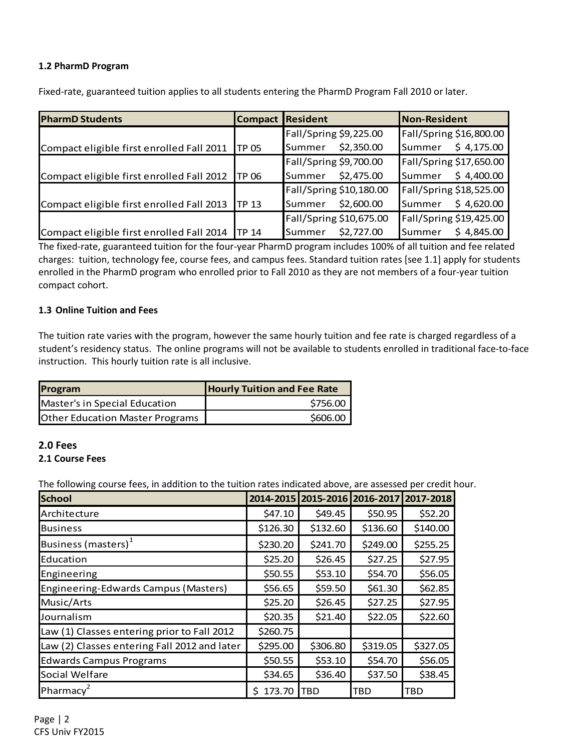### 1.2 PharmD Program

Fixed-rate, guaranteed tuition applies to all students entering the PharmD Program Fall 2010 or later.

| PharmD Students | Compact | Resident | Non-Resident |
|---|---|---|---|
| Compact eligible first enrolled Fall 2011 | TP 05 | Fall/Spring $9,225.00<br>Summer $2,350.00 | Fall/Spring $16,800.00<br>Summer $ 4,175.00 |
| Compact eligible first enrolled Fall 2012 | TP 06 | Fall/Spring $9,700.00<br>Summer $2,475.00 | Fall/Spring $17,650.00<br>Summer $ 4,400.00 |
| Compact eligible first enrolled Fall 2013 | TP 13 | Fall/Spring $10,180.00<br>Summer $2,600.00 | Fall/Spring $18,525.00<br>Summer $ 4,620.00 |
| Compact eligible first enrolled Fall 2014 | TP 14 | Fall/Spring $10,675.00<br>Summer $2,727.00 | Fall/Spring $19,425.00<br>Summer $ 4,845.00 |

The fixed-rate, guaranteed tuition for the four-year PharmD program includes 100% of all tuition and fee related charges: tuition, technology fee, course fees, and campus fees. Standard tuition rates [see 1.1] apply for students enrolled in the PharmD program who enrolled prior to Fall 2010 as they are not members of a four-year tuition compact cohort.

### 1.3 Online Tuition and Fees

The tuition rate varies with the program, however the same hourly tuition and fee rate is charged regardless of a student's residency status. The online programs will not be available to students enrolled in traditional face-to-face instruction. This hourly tuition rate is all inclusive.

| Program | Hourly Tuition and Fee Rate |
|---|---:|
| Master's in Special Education | $756.00 |
| Other Education Master Programs | $606.00 |

## 2.0 Fees

### 2.1 Course Fees

The following course fees, in addition to the tuition rates indicated above, are assessed per credit hour.

| School | 2014-2015 | 2015-2016 | 2016-2017 | 2017-2018 |
|---|---:|---:|---:|---:|
| Architecture | $47.10 | $49.45 | $50.95 | $52.20 |
| Business | $126.30 | $132.60 | $136.60 | $140.00 |
| Business (masters)[1] | $230.20 | $241.70 | $249.00 | $255.25 |
| Education | $25.20 | $26.45 | $27.25 | $27.95 |
| Engineering | $50.55 | $53.10 | $54.70 | $56.05 |
| Engineering-Edwards Campus (Masters) | $56.65 | $59.50 | $61.30 | $62.85 |
| Music/Arts | $25.20 | $26.45 | $27.25 | $27.95 |
| Journalism | $20.35 | $21.40 | $22.05 | $22.60 |
| Law (1) Classes entering prior to Fall 2012 | $260.75 | | | |
| Law (2) Classes entering Fall 2012 and later | $295.00 | $306.80 | $319.05 | $327.05 |
| Edwards Campus Programs | $50.55 | $53.10 | $54.70 | $56.05 |
| Social Welfare | $34.65 | $36.40 | $37.50 | $38.45 |
| Pharmacy[2] | $ 173.70 | TBD | TBD | TBD |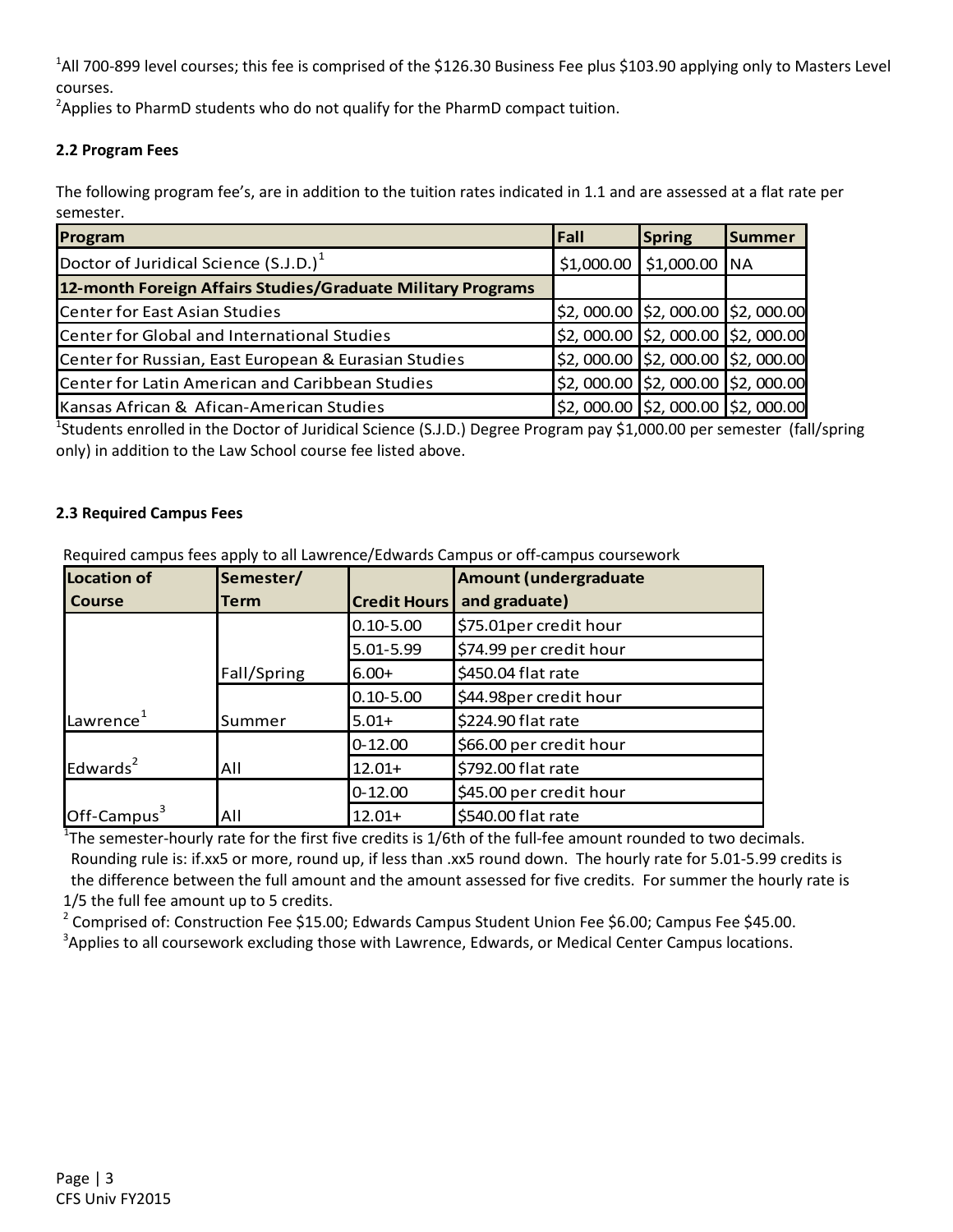[1]All 700-899 level courses; this fee is comprised of the $126.30 Business Fee plus $103.90 applying only to Masters Level courses.

[2]Applies to PharmD students who do not qualify for the PharmD compact tuition.

### 2.2 Program Fees

The following program fee's, are in addition to the tuition rates indicated in 1.1 and are assessed at a flat rate per semester.

| Program | Fall | Spring | Summer |
|---|---|---|---|
| Doctor of Juridical Science (S.J.D.)[1] | $1,000.00 | $1,000.00 | NA |
| **12-month Foreign Affairs Studies/Graduate Military Programs** | | | |
| Center for East Asian Studies | $2, 000.00 | $2, 000.00 | $2, 000.00 |
| Center for Global and International Studies | $2, 000.00 | $2, 000.00 | $2, 000.00 |
| Center for Russian, East European & Eurasian Studies | $2, 000.00 | $2, 000.00 | $2, 000.00 |
| Center for Latin American and Caribbean Studies | $2, 000.00 | $2, 000.00 | $2, 000.00 |
| Kansas African & Afican-American Studies | $2, 000.00 | $2, 000.00 | $2, 000.00 |

[1]Students enrolled in the Doctor of Juridical Science (S.J.D.) Degree Program pay $1,000.00 per semester (fall/spring only) in addition to the Law School course fee listed above.

### 2.3 Required Campus Fees

Required campus fees apply to all Lawrence/Edwards Campus or off-campus coursework

| Location of Course | Semester/ Term | Credit Hours | Amount (undergraduate and graduate) |
|---|---|---|---|
| Lawrence[1] | Fall/Spring | 0.10-5.00 | $75.01per credit hour |
| | | 5.01-5.99 | $74.99 per credit hour |
| | | 6.00+ | $450.04 flat rate |
| | Summer | 0.10-5.00 | $44.98per credit hour |
| | | 5.01+ | $224.90 flat rate |
| Edwards[2] | All | 0-12.00 | $66.00 per credit hour |
| | | 12.01+ | $792.00 flat rate |
| Off-Campus[3] | All | 0-12.00 | $45.00 per credit hour |
| | | 12.01+ | $540.00 flat rate |

[1]The semester-hourly rate for the first five credits is 1/6th of the full-fee amount rounded to two decimals. Rounding rule is: if.xx5 or more, round up, if less than .xx5 round down. The hourly rate for 5.01-5.99 credits is the difference between the full amount and the amount assessed for five credits. For summer the hourly rate is 1/5 the full fee amount up to 5 credits.

[2] Comprised of: Construction Fee $15.00; Edwards Campus Student Union Fee $6.00; Campus Fee $45.00.

[3]Applies to all coursework excluding those with Lawrence, Edwards, or Medical Center Campus locations.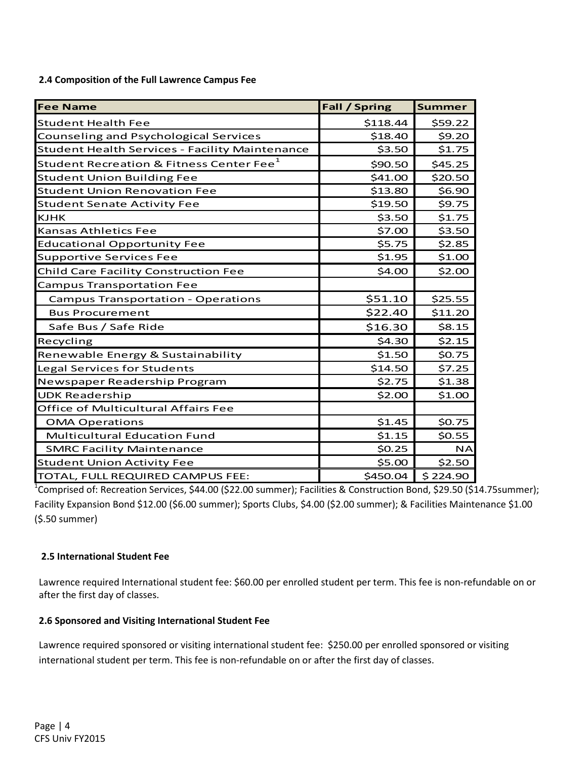### 2.4 Composition of the Full Lawrence Campus Fee

| Fee Name | Fall / Spring | Summer |
| --- | --- | --- |
| Student Health Fee | $118.44 | $59.22 |
| Counseling and Psychological Services | $18.40 | $9.20 |
| Student Health Services - Facility Maintenance | $3.50 | $1.75 |
| Student Recreation & Fitness Center Fee[1] | $90.50 | $45.25 |
| Student Union Building Fee | $41.00 | $20.50 |
| Student Union Renovation Fee | $13.80 | $6.90 |
| Student Senate Activity Fee | $19.50 | $9.75 |
| KJHK | $3.50 | $1.75 |
| Kansas Athletics Fee | $7.00 | $3.50 |
| Educational Opportunity Fee | $5.75 | $2.85 |
| Supportive Services Fee | $1.95 | $1.00 |
| Child Care Facility Construction Fee | $4.00 | $2.00 |
| Campus Transportation Fee | | |
| Campus Transportation - Operations | $51.10 | $25.55 |
| Bus Procurement | $22.40 | $11.20 |
| Safe Bus / Safe Ride | $16.30 | $8.15 |
| Recycling | $4.30 | $2.15 |
| Renewable Energy & Sustainability | $1.50 | $0.75 |
| Legal Services for Students | $14.50 | $7.25 |
| Newspaper Readership Program | $2.75 | $1.38 |
| UDK Readership | $2.00 | $1.00 |
| Office of Multicultural Affairs Fee | | |
| OMA Operations | $1.45 | $0.75 |
| Multicultural Education Fund | $1.15 | $0.55 |
| SMRC Facility Maintenance | $0.25 | NA |
| Student Union Activity Fee | $5.00 | $2.50 |
| TOTAL, FULL REQUIRED CAMPUS FEE: | $450.04 | $ 224.90 |

[1]Comprised of: Recreation Services, $44.00 ($22.00 summer); Facilities & Construction Bond, $29.50 ($14.75summer); Facility Expansion Bond $12.00 ($6.00 summer); Sports Clubs, $4.00 ($2.00 summer); & Facilities Maintenance $1.00 ($.50 summer)

### 2.5 International Student Fee

Lawrence required International student fee: $60.00 per enrolled student per term. This fee is non-refundable on or after the first day of classes.

### 2.6 Sponsored and Visiting International Student Fee

Lawrence required sponsored or visiting international student fee: $250.00 per enrolled sponsored or visiting international student per term. This fee is non-refundable on or after the first day of classes.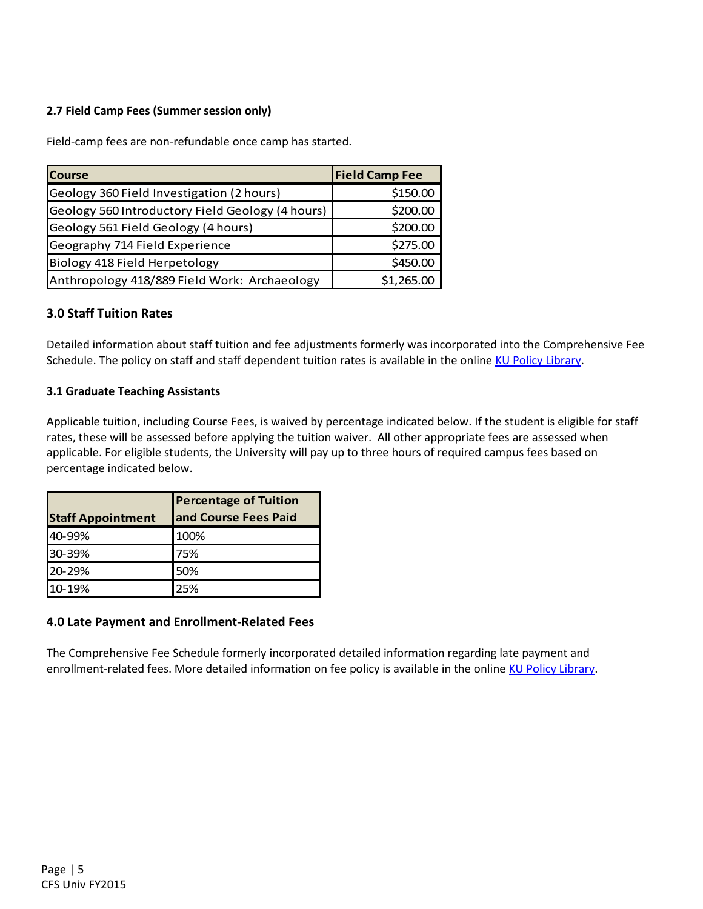**2.7 Field Camp Fees (Summer session only)**

Field-camp fees are non-refundable once camp has started.

| Course | Field Camp Fee |
|---|---:|
| Geology 360 Field Investigation (2 hours) | $150.00 |
| Geology 560 Introductory Field Geology (4 hours) | $200.00 |
| Geology 561 Field Geology (4 hours) | $200.00 |
| Geography 714 Field Experience | $275.00 |
| Biology 418 Field Herpetology | $450.00 |
| Anthropology 418/889 Field Work: Archaeology | $1,265.00 |

## 3.0 Staff Tuition Rates

Detailed information about staff tuition and fee adjustments formerly was incorporated into the Comprehensive Fee Schedule. The policy on staff and staff dependent tuition rates is available in the online [KU Policy Library](KU Policy Library).

### 3.1 Graduate Teaching Assistants

Applicable tuition, including Course Fees, is waived by percentage indicated below. If the student is eligible for staff rates, these will be assessed before applying the tuition waiver. All other appropriate fees are assessed when applicable. For eligible students, the University will pay up to three hours of required campus fees based on percentage indicated below.

| Staff Appointment | Percentage of Tuition and Course Fees Paid |
|---|---|
| 40-99% | 100% |
| 30-39% | 75% |
| 20-29% | 50% |
| 10-19% | 25% |

## 4.0 Late Payment and Enrollment-Related Fees

The Comprehensive Fee Schedule formerly incorporated detailed information regarding late payment and enrollment-related fees. More detailed information on fee policy is available in the online [KU Policy Library](KU Policy Library).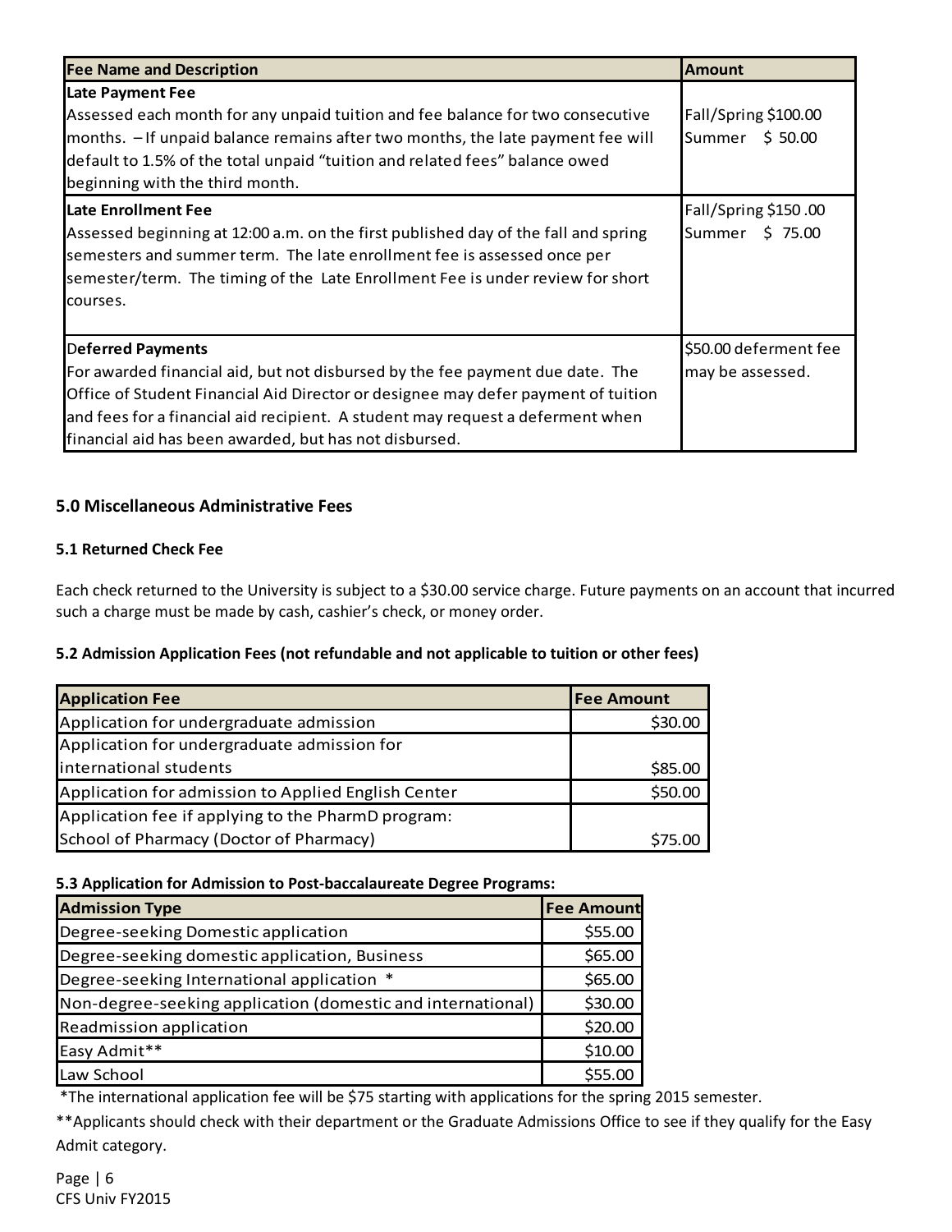| Fee Name and Description | Amount |
|---|---|
| **Late Payment Fee**<br>Assessed each month for any unpaid tuition and fee balance for two consecutive months. – If unpaid balance remains after two months, the late payment fee will default to 1.5% of the total unpaid "tuition and related fees" balance owed beginning with the third month. | Fall/Spring $100.00<br>Summer $ 50.00 |
| **Late Enrollment Fee**<br>Assessed beginning at 12:00 a.m. on the first published day of the fall and spring semesters and summer term. The late enrollment fee is assessed once per semester/term. The timing of the Late Enrollment Fee is under review for short courses. | Fall/Spring $150 .00<br>Summer $ 75.00 |
| **Deferred Payments**<br>For awarded financial aid, but not disbursed by the fee payment due date. The Office of Student Financial Aid Director or designee may defer payment of tuition and fees for a financial aid recipient. A student may request a deferment when financial aid has been awarded, but has not disbursed. | $50.00 deferment fee may be assessed. |

### 5.0 Miscellaneous Administrative Fees

#### 5.1 Returned Check Fee

Each check returned to the University is subject to a $30.00 service charge. Future payments on an account that incurred such a charge must be made by cash, cashier's check, or money order.

#### 5.2 Admission Application Fees (not refundable and not applicable to tuition or other fees)

| Application Fee | Fee Amount |
|---|---:|
| Application for undergraduate admission | $30.00 |
| Application for undergraduate admission for international students | $85.00 |
| Application for admission to Applied English Center | $50.00 |
| Application fee if applying to the PharmD program: School of Pharmacy (Doctor of Pharmacy) | $75.00 |

#### 5.3 Application for Admission to Post-baccalaureate Degree Programs:

| Admission Type | Fee Amount |
|---|---:|
| Degree-seeking Domestic application | $55.00 |
| Degree-seeking domestic application, Business | $65.00 |
| Degree-seeking International application * | $65.00 |
| Non-degree-seeking application (domestic and international) | $30.00 |
| Readmission application | $20.00 |
| Easy Admit** | $10.00 |
| Law School | $55.00 |

*The international application fee will be $75 starting with applications for the spring 2015 semester.

**Applicants should check with their department or the Graduate Admissions Office to see if they qualify for the Easy Admit category.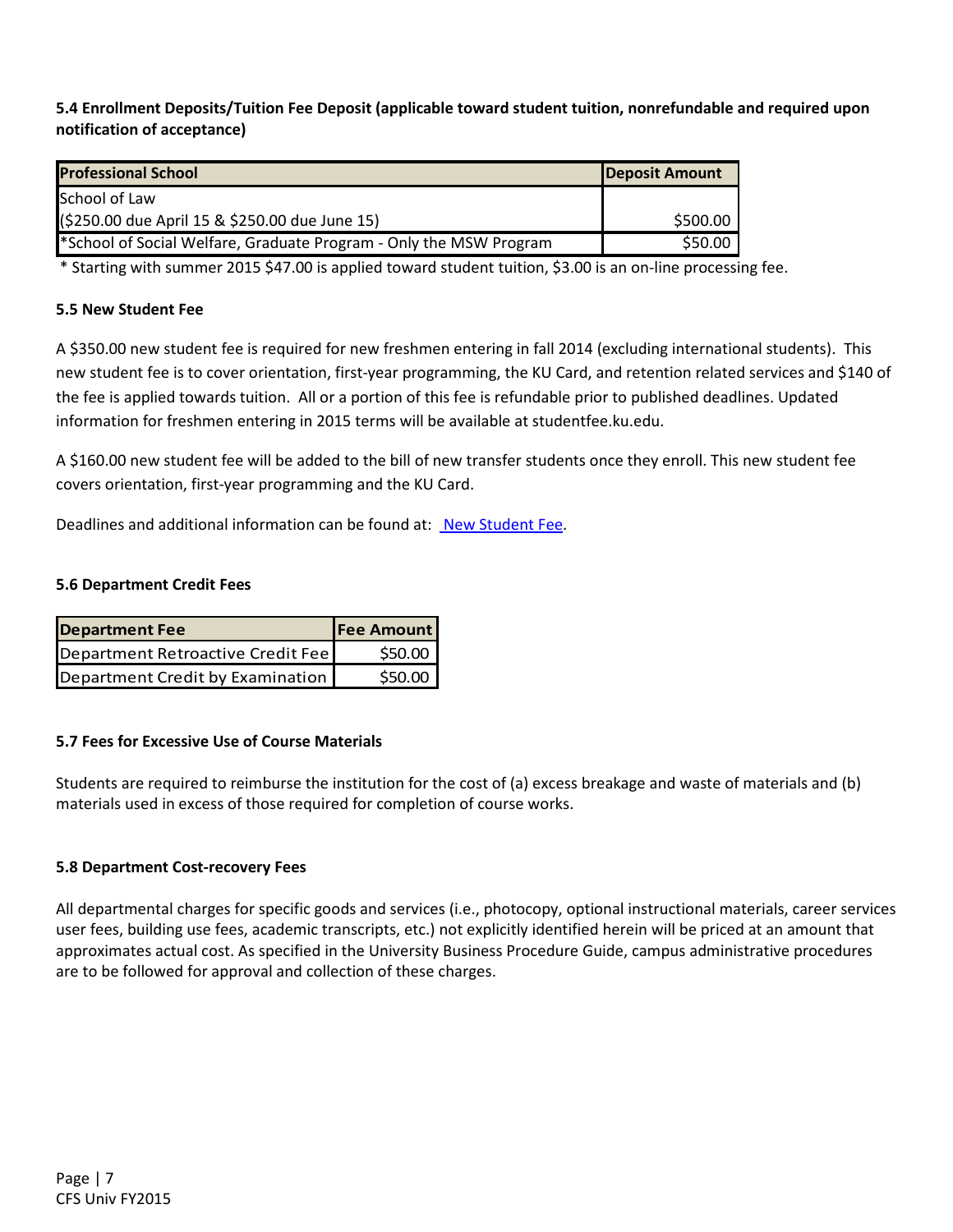**5.4 Enrollment Deposits/Tuition Fee Deposit (applicable toward student tuition, nonrefundable and required upon notification of acceptance)**

| Professional School | Deposit Amount |
|---|---|
| School of Law<br>($250.00 due April 15 & $250.00 due June 15) | $500.00 |
| *School of Social Welfare, Graduate Program - Only the MSW Program | $50.00 |

\* Starting with summer 2015 $47.00 is applied toward student tuition, $3.00 is an on-line processing fee.

**5.5 New Student Fee**

A $350.00 new student fee is required for new freshmen entering in fall 2014 (excluding international students). This new student fee is to cover orientation, first-year programming, the KU Card, and retention related services and $140 of the fee is applied towards tuition. All or a portion of this fee is refundable prior to published deadlines. Updated information for freshmen entering in 2015 terms will be available at studentfee.ku.edu.

A $160.00 new student fee will be added to the bill of new transfer students once they enroll. This new student fee covers orientation, first-year programming and the KU Card.

Deadlines and additional information can be found at: New Student Fee.

**5.6 Department Credit Fees**

| Department Fee | Fee Amount |
|---|---|
| Department Retroactive Credit Fee | $50.00 |
| Department Credit by Examination | $50.00 |

**5.7 Fees for Excessive Use of Course Materials**

Students are required to reimburse the institution for the cost of (a) excess breakage and waste of materials and (b) materials used in excess of those required for completion of course works.

**5.8 Department Cost-recovery Fees**

All departmental charges for specific goods and services (i.e., photocopy, optional instructional materials, career services user fees, building use fees, academic transcripts, etc.) not explicitly identified herein will be priced at an amount that approximates actual cost. As specified in the University Business Procedure Guide, campus administrative procedures are to be followed for approval and collection of these charges.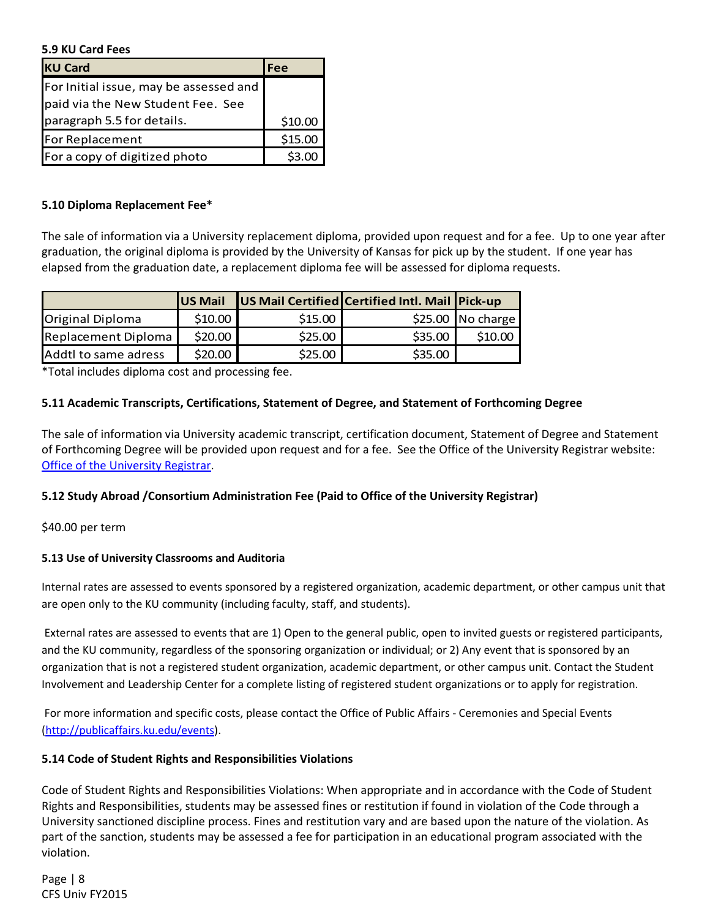### 5.9 KU Card Fees

| KU Card | Fee |
| --- | --- |
| For Initial issue, may be assessed and paid via the New Student Fee. See paragraph 5.5 for details. | $10.00 |
| For Replacement | $15.00 |
| For a copy of digitized photo | $3.00 |

### 5.10 Diploma Replacement Fee*

The sale of information via a University replacement diploma, provided upon request and for a fee. Up to one year after graduation, the original diploma is provided by the University of Kansas for pick up by the student. If one year has elapsed from the graduation date, a replacement diploma fee will be assessed for diploma requests.

| | US Mail | US Mail Certified | Certified Intl. Mail | Pick-up |
| --- | --- | --- | --- | --- |
| Original Diploma | $10.00 | $15.00 | $25.00 | No charge |
| Replacement Diploma | $20.00 | $25.00 | $35.00 | $10.00 |
| Addtl to same adress | $20.00 | $25.00 | $35.00 | |

*Total includes diploma cost and processing fee.

### 5.11 Academic Transcripts, Certifications, Statement of Degree, and Statement of Forthcoming Degree

The sale of information via University academic transcript, certification document, Statement of Degree and Statement of Forthcoming Degree will be provided upon request and for a fee. See the Office of the University Registrar website: Office of the University Registrar.

### 5.12 Study Abroad /Consortium Administration Fee (Paid to Office of the University Registrar)

$40.00 per term

### 5.13 Use of University Classrooms and Auditoria

Internal rates are assessed to events sponsored by a registered organization, academic department, or other campus unit that are open only to the KU community (including faculty, staff, and students).

External rates are assessed to events that are 1) Open to the general public, open to invited guests or registered participants, and the KU community, regardless of the sponsoring organization or individual; or 2) Any event that is sponsored by an organization that is not a registered student organization, academic department, or other campus unit. Contact the Student Involvement and Leadership Center for a complete listing of registered student organizations or to apply for registration.

For more information and specific costs, please contact the Office of Public Affairs - Ceremonies and Special Events (http://publicaffairs.ku.edu/events).

### 5.14 Code of Student Rights and Responsibilities Violations

Code of Student Rights and Responsibilities Violations: When appropriate and in accordance with the Code of Student Rights and Responsibilities, students may be assessed fines or restitution if found in violation of the Code through a University sanctioned discipline process. Fines and restitution vary and are based upon the nature of the violation. As part of the sanction, students may be assessed a fee for participation in an educational program associated with the violation.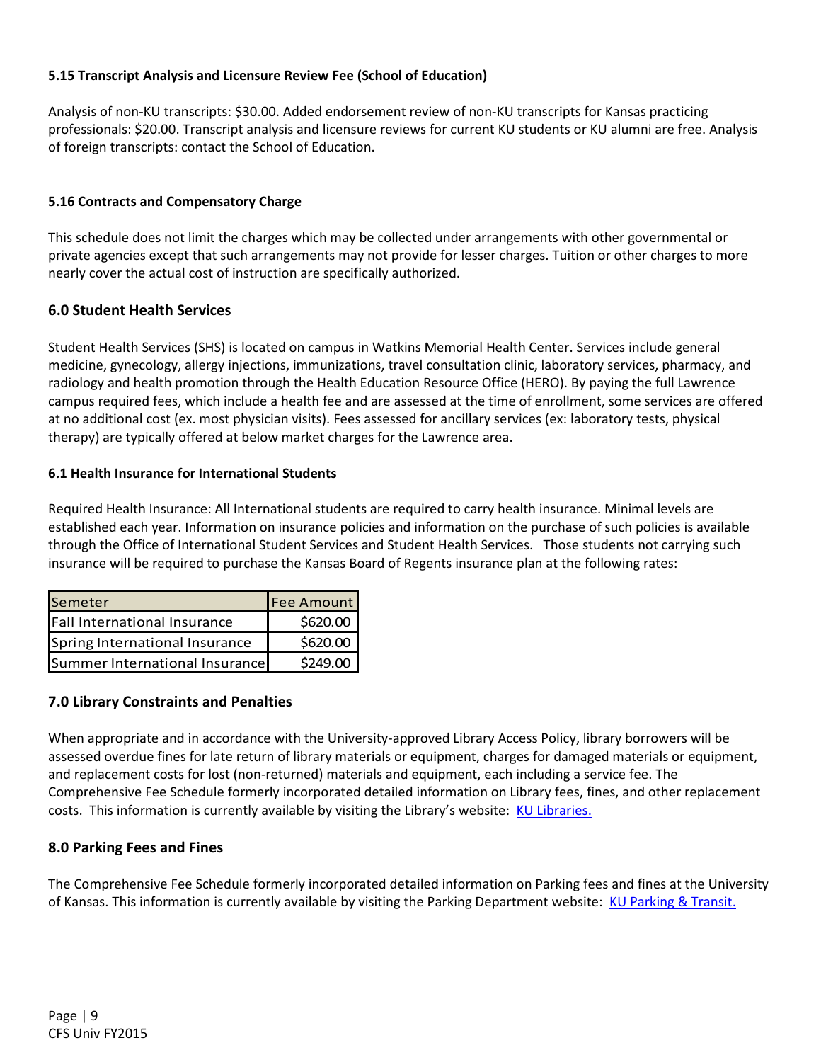#### 5.15 Transcript Analysis and Licensure Review Fee (School of Education)

Analysis of non-KU transcripts: $30.00. Added endorsement review of non-KU transcripts for Kansas practicing professionals: $20.00. Transcript analysis and licensure reviews for current KU students or KU alumni are free. Analysis of foreign transcripts: contact the School of Education.

#### 5.16 Contracts and Compensatory Charge

This schedule does not limit the charges which may be collected under arrangements with other governmental or private agencies except that such arrangements may not provide for lesser charges. Tuition or other charges to more nearly cover the actual cost of instruction are specifically authorized.

### 6.0 Student Health Services

Student Health Services (SHS) is located on campus in Watkins Memorial Health Center. Services include general medicine, gynecology, allergy injections, immunizations, travel consultation clinic, laboratory services, pharmacy, and radiology and health promotion through the Health Education Resource Office (HERO). By paying the full Lawrence campus required fees, which include a health fee and are assessed at the time of enrollment, some services are offered at no additional cost (ex. most physician visits). Fees assessed for ancillary services (ex: laboratory tests, physical therapy) are typically offered at below market charges for the Lawrence area.

#### 6.1 Health Insurance for International Students

Required Health Insurance: All International students are required to carry health insurance. Minimal levels are established each year. Information on insurance policies and information on the purchase of such policies is available through the Office of International Student Services and Student Health Services. Those students not carrying such insurance will be required to purchase the Kansas Board of Regents insurance plan at the following rates:

| Semeter | Fee Amount |
|---|---|
| Fall International Insurance | $620.00 |
| Spring International Insurance | $620.00 |
| Summer International Insurance | $249.00 |

### 7.0 Library Constraints and Penalties

When appropriate and in accordance with the University-approved Library Access Policy, library borrowers will be assessed overdue fines for late return of library materials or equipment, charges for damaged materials or equipment, and replacement costs for lost (non-returned) materials and equipment, each including a service fee. The Comprehensive Fee Schedule formerly incorporated detailed information on Library fees, fines, and other replacement costs. This information is currently available by visiting the Library's website: KU Libraries.

### 8.0 Parking Fees and Fines

The Comprehensive Fee Schedule formerly incorporated detailed information on Parking fees and fines at the University of Kansas. This information is currently available by visiting the Parking Department website: KU Parking & Transit.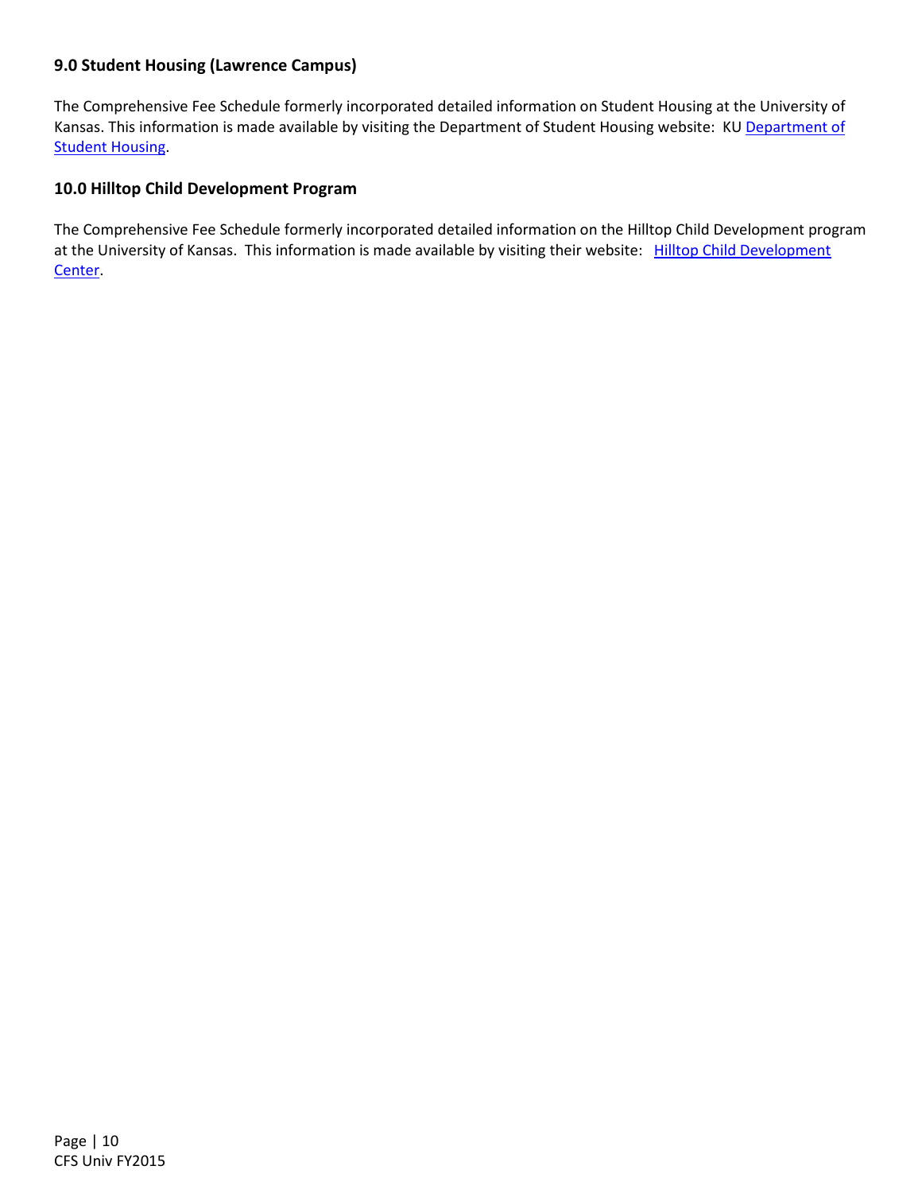### 9.0 Student Housing (Lawrence Campus)

The Comprehensive Fee Schedule formerly incorporated detailed information on Student Housing at the University of Kansas. This information is made available by visiting the Department of Student Housing website: KU Department of Student Housing.

### 10.0 Hilltop Child Development Program

The Comprehensive Fee Schedule formerly incorporated detailed information on the Hilltop Child Development program at the University of Kansas. This information is made available by visiting their website: Hilltop Child Development Center.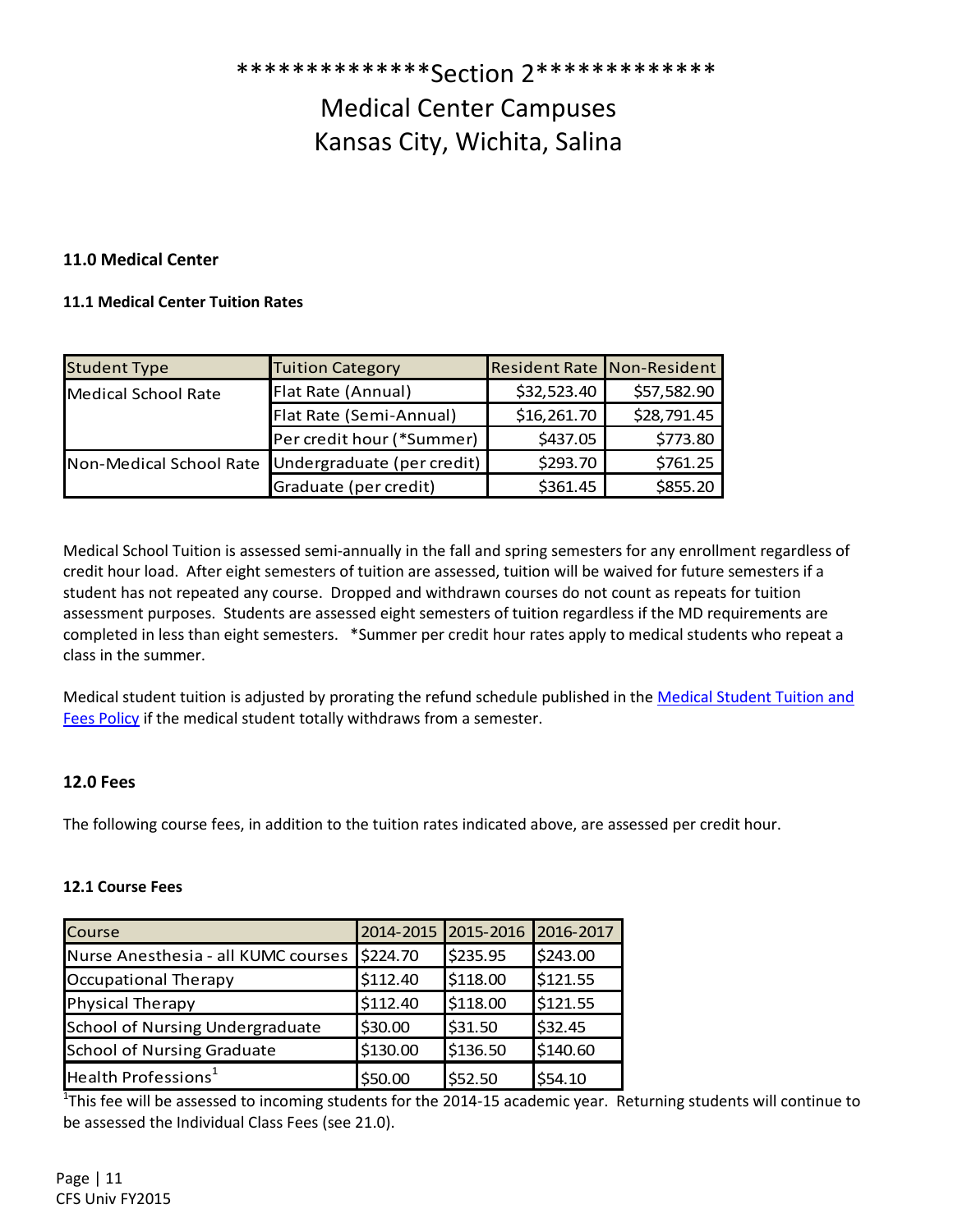# **************Section 2*************

# Medical Center Campuses
# Kansas City, Wichita, Salina

### 11.0 Medical Center

#### 11.1 Medical Center Tuition Rates

| Student Type | Tuition Category | Resident Rate | Non-Resident |
|---|---|---|---|
| Medical School Rate | Flat Rate (Annual) | $32,523.40 | $57,582.90 |
| | Flat Rate (Semi-Annual) | $16,261.70 | $28,791.45 |
| | Per credit hour (*Summer) | $437.05 | $773.80 |
| Non-Medical School Rate | Undergraduate (per credit) | $293.70 | $761.25 |
| | Graduate (per credit) | $361.45 | $855.20 |

Medical School Tuition is assessed semi-annually in the fall and spring semesters for any enrollment regardless of credit hour load. After eight semesters of tuition are assessed, tuition will be waived for future semesters if a student has not repeated any course. Dropped and withdrawn courses do not count as repeats for tuition assessment purposes. Students are assessed eight semesters of tuition regardless if the MD requirements are completed in less than eight semesters. *Summer per credit hour rates apply to medical students who repeat a class in the summer.

Medical student tuition is adjusted by prorating the refund schedule published in the Medical Student Tuition and Fees Policy if the medical student totally withdraws from a semester.

### 12.0 Fees

The following course fees, in addition to the tuition rates indicated above, are assessed per credit hour.

#### 12.1 Course Fees

| Course | 2014-2015 | 2015-2016 | 2016-2017 |
|---|---|---|---|
| Nurse Anesthesia - all KUMC courses | $224.70 | $235.95 | $243.00 |
| Occupational Therapy | $112.40 | $118.00 | $121.55 |
| Physical Therapy | $112.40 | $118.00 | $121.55 |
| School of Nursing Undergraduate | $30.00 | $31.50 | $32.45 |
| School of Nursing Graduate | $130.00 | $136.50 | $140.60 |
| Health Professions[1] | $50.00 | $52.50 | $54.10 |

[1]This fee will be assessed to incoming students for the 2014-15 academic year. Returning students will continue to be assessed the Individual Class Fees (see 21.0).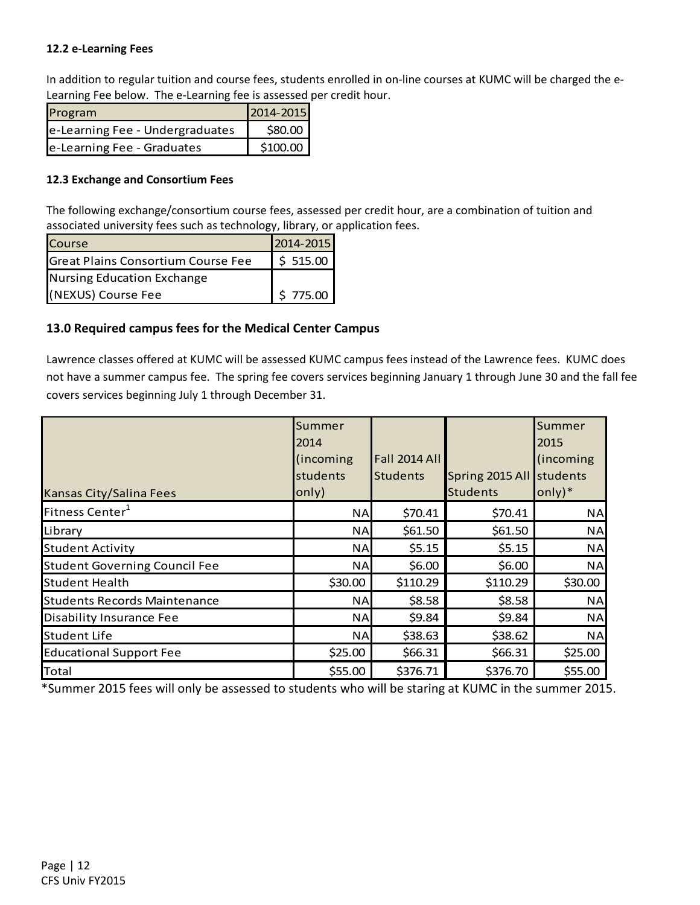### 12.2 e-Learning Fees

In addition to regular tuition and course fees, students enrolled in on-line courses at KUMC will be charged the e-Learning Fee below. The e-Learning fee is assessed per credit hour.

| Program | 2014-2015 |
|---|---|
| e-Learning Fee - Undergraduates | $80.00 |
| e-Learning Fee - Graduates | $100.00 |

### 12.3 Exchange and Consortium Fees

The following exchange/consortium course fees, assessed per credit hour, are a combination of tuition and associated university fees such as technology, library, or application fees.

| Course | 2014-2015 |
|---|---|
| Great Plains Consortium Course Fee | $ 515.00 |
| Nursing Education Exchange (NEXUS) Course Fee | $ 775.00 |

## 13.0 Required campus fees for the Medical Center Campus

Lawrence classes offered at KUMC will be assessed KUMC campus fees instead of the Lawrence fees. KUMC does not have a summer campus fee. The spring fee covers services beginning January 1 through June 30 and the fall fee covers services beginning July 1 through December 31.

| Kansas City/Salina Fees | Summer 2014 (incoming students only) | Fall 2014 All Students | Spring 2015 All Students | Summer 2015 (incoming students only)* |
|---|---|---|---|---|
| Fitness Center[1] | NA | $70.41 | $70.41 | NA |
| Library | NA | $61.50 | $61.50 | NA |
| Student Activity | NA | $5.15 | $5.15 | NA |
| Student Governing Council Fee | NA | $6.00 | $6.00 | NA |
| Student Health | $30.00 | $110.29 | $110.29 | $30.00 |
| Students Records Maintenance | NA | $8.58 | $8.58 | NA |
| Disability Insurance Fee | NA | $9.84 | $9.84 | NA |
| Student Life | NA | $38.63 | $38.62 | NA |
| Educational Support Fee | $25.00 | $66.31 | $66.31 | $25.00 |
| Total | $55.00 | $376.71 | $376.70 | $55.00 |

*Summer 2015 fees will only be assessed to students who will be staring at KUMC in the summer 2015.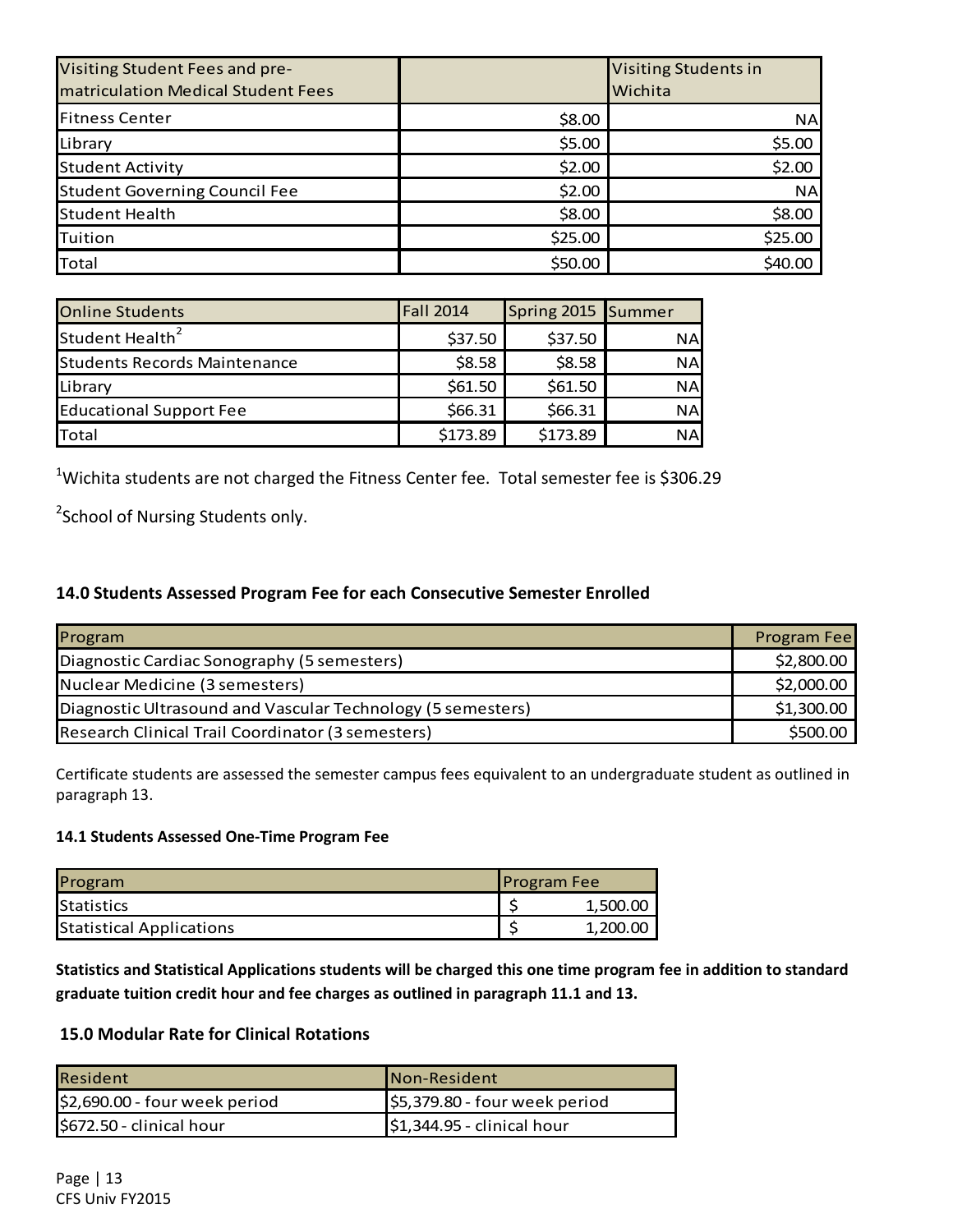| Visiting Student Fees and pre-matriculation Medical Student Fees | | Visiting Students in Wichita |
|---|---|---|
| Fitness Center | $8.00 | NA |
| Library | $5.00 | $5.00 |
| Student Activity | $2.00 | $2.00 |
| Student Governing Council Fee | $2.00 | NA |
| Student Health | $8.00 | $8.00 |
| Tuition | $25.00 | $25.00 |
| Total | $50.00 | $40.00 |

| Online Students | Fall 2014 | Spring 2015 | Summer |
|---|---|---|---|
| Student Health[2] | $37.50 | $37.50 | NA |
| Students Records Maintenance | $8.58 | $8.58 | NA |
| Library | $61.50 | $61.50 | NA |
| Educational Support Fee | $66.31 | $66.31 | NA |
| Total | $173.89 | $173.89 | NA |

[1]Wichita students are not charged the Fitness Center fee. Total semester fee is $306.29

[2]School of Nursing Students only.

### 14.0 Students Assessed Program Fee for each Consecutive Semester Enrolled

| Program | Program Fee |
|---|---|
| Diagnostic Cardiac Sonography (5 semesters) | $2,800.00 |
| Nuclear Medicine (3 semesters) | $2,000.00 |
| Diagnostic Ultrasound and Vascular Technology (5 semesters) | $1,300.00 |
| Research Clinical Trail Coordinator (3 semesters) | $500.00 |

Certificate students are assessed the semester campus fees equivalent to an undergraduate student as outlined in paragraph 13.

#### 14.1 Students Assessed One-Time Program Fee

| Program | Program Fee |
|---|---|
| Statistics | $ 1,500.00 |
| Statistical Applications | $ 1,200.00 |

**Statistics and Statistical Applications students will be charged this one time program fee in addition to standard graduate tuition credit hour and fee charges as outlined in paragraph 11.1 and 13.**

### 15.0 Modular Rate for Clinical Rotations

| Resident | Non-Resident |
|---|---|
| $2,690.00 - four week period | $5,379.80 - four week period |
| $672.50 - clinical hour | $1,344.95 - clinical hour |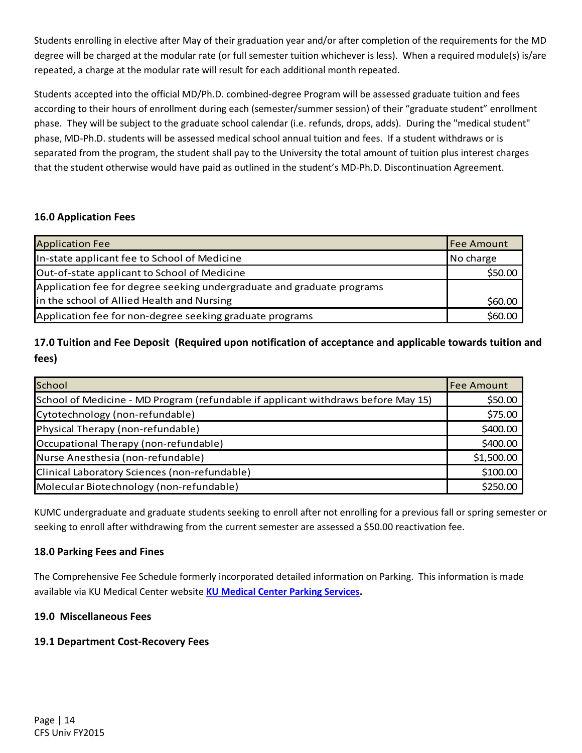Students enrolling in elective after May of their graduation year and/or after completion of the requirements for the MD degree will be charged at the modular rate (or full semester tuition whichever is less). When a required module(s) is/are repeated, a charge at the modular rate will result for each additional month repeated.

Students accepted into the official MD/Ph.D. combined-degree Program will be assessed graduate tuition and fees according to their hours of enrollment during each (semester/summer session) of their "graduate student" enrollment phase. They will be subject to the graduate school calendar (i.e. refunds, drops, adds). During the "medical student" phase, MD-Ph.D. students will be assessed medical school annual tuition and fees. If a student withdraws or is separated from the program, the student shall pay to the University the total amount of tuition plus interest charges that the student otherwise would have paid as outlined in the student's MD-Ph.D. Discontinuation Agreement.

### 16.0 Application Fees

| Application Fee | Fee Amount |
|---|---|
| In-state applicant fee to School of Medicine | No charge |
| Out-of-state applicant to School of Medicine | $50.00 |
| Application fee for degree seeking undergraduate and graduate programs in the school of Allied Health and Nursing | $60.00 |
| Application fee for non-degree seeking graduate programs | $60.00 |

### 17.0 Tuition and Fee Deposit (Required upon notification of acceptance and applicable towards tuition and fees)

| School | Fee Amount |
|---|---|
| School of Medicine - MD Program (refundable if applicant withdraws before May 15) | $50.00 |
| Cytotechnology (non-refundable) | $75.00 |
| Physical Therapy (non-refundable) | $400.00 |
| Occupational Therapy (non-refundable) | $400.00 |
| Nurse Anesthesia (non-refundable) | $1,500.00 |
| Clinical Laboratory Sciences (non-refundable) | $100.00 |
| Molecular Biotechnology (non-refundable) | $250.00 |

KUMC undergraduate and graduate students seeking to enroll after not enrolling for a previous fall or spring semester or seeking to enroll after withdrawing from the current semester are assessed a $50.00 reactivation fee.

### 18.0 Parking Fees and Fines

The Comprehensive Fee Schedule formerly incorporated detailed information on Parking. This information is made available via KU Medical Center website **KU Medical Center Parking Services.**

### 19.0 Miscellaneous Fees

### 19.1 Department Cost-Recovery Fees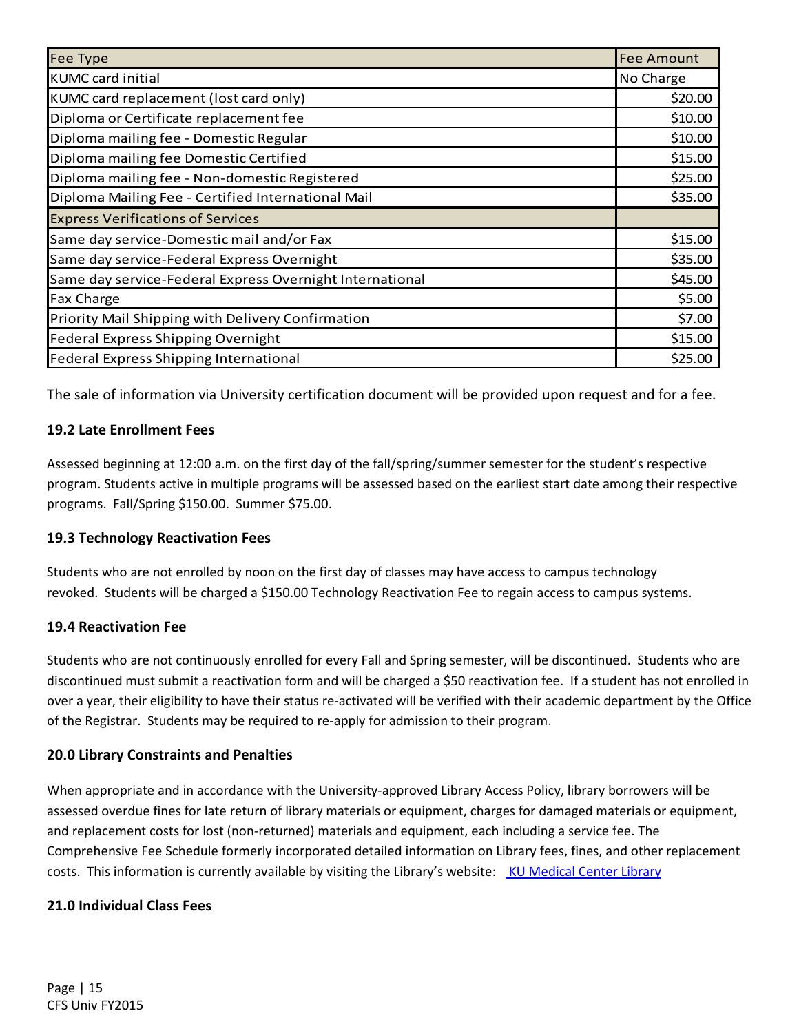| Fee Type | Fee Amount |
| --- | --- |
| KUMC card initial | No Charge |
| KUMC card replacement (lost card only) | $20.00 |
| Diploma or Certificate replacement fee | $10.00 |
| Diploma mailing fee - Domestic Regular | $10.00 |
| Diploma mailing fee Domestic Certified | $15.00 |
| Diploma mailing fee - Non-domestic Registered | $25.00 |
| Diploma Mailing Fee - Certified International Mail | $35.00 |
| Express Verifications of Services | |
| Same day service-Domestic mail and/or Fax | $15.00 |
| Same day service-Federal Express Overnight | $35.00 |
| Same day service-Federal Express Overnight International | $45.00 |
| Fax Charge | $5.00 |
| Priority Mail Shipping with Delivery Confirmation | $7.00 |
| Federal Express Shipping Overnight | $15.00 |
| Federal Express Shipping International | $25.00 |

The sale of information via University certification document will be provided upon request and for a fee.

### 19.2 Late Enrollment Fees

Assessed beginning at 12:00 a.m. on the first day of the fall/spring/summer semester for the student's respective program. Students active in multiple programs will be assessed based on the earliest start date among their respective programs. Fall/Spring $150.00. Summer $75.00.

### 19.3 Technology Reactivation Fees

Students who are not enrolled by noon on the first day of classes may have access to campus technology revoked. Students will be charged a $150.00 Technology Reactivation Fee to regain access to campus systems.

### 19.4 Reactivation Fee

Students who are not continuously enrolled for every Fall and Spring semester, will be discontinued. Students who are discontinued must submit a reactivation form and will be charged a $50 reactivation fee. If a student has not enrolled in over a year, their eligibility to have their status re-activated will be verified with their academic department by the Office of the Registrar. Students may be required to re-apply for admission to their program.

### 20.0 Library Constraints and Penalties

When appropriate and in accordance with the University-approved Library Access Policy, library borrowers will be assessed overdue fines for late return of library materials or equipment, charges for damaged materials or equipment, and replacement costs for lost (non-returned) materials and equipment, each including a service fee. The Comprehensive Fee Schedule formerly incorporated detailed information on Library fees, fines, and other replacement costs. This information is currently available by visiting the Library's website: KU Medical Center Library

### 21.0 Individual Class Fees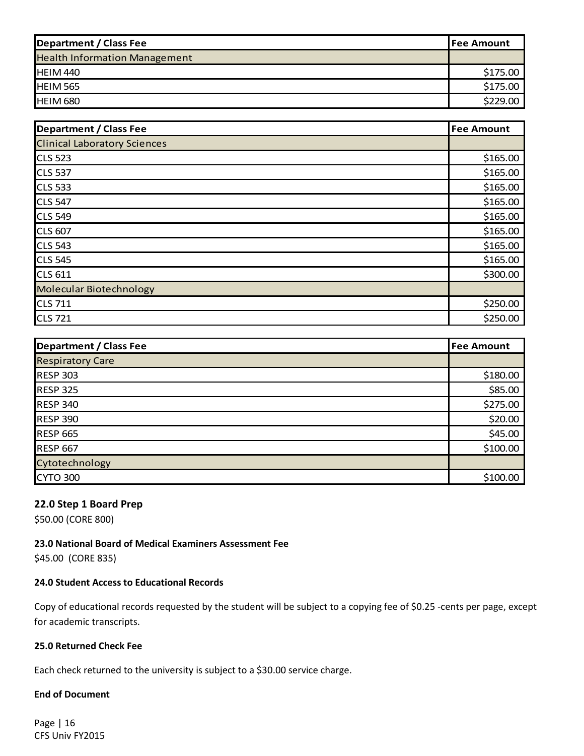| Department / Class Fee | Fee Amount |
|---|---|
| Health Information Management | |
| HEIM 440 | $175.00 |
| HEIM 565 | $175.00 |
| HEIM 680 | $229.00 |

| Department / Class Fee | Fee Amount |
|---|---|
| Clinical Laboratory Sciences | |
| CLS 523 | $165.00 |
| CLS 537 | $165.00 |
| CLS 533 | $165.00 |
| CLS 547 | $165.00 |
| CLS 549 | $165.00 |
| CLS 607 | $165.00 |
| CLS 543 | $165.00 |
| CLS 545 | $165.00 |
| CLS 611 | $300.00 |
| Molecular Biotechnology | |
| CLS 711 | $250.00 |
| CLS 721 | $250.00 |

| Department / Class Fee | Fee Amount |
|---|---|
| Respiratory Care | |
| RESP 303 | $180.00 |
| RESP 325 | $85.00 |
| RESP 340 | $275.00 |
| RESP 390 | $20.00 |
| RESP 665 | $45.00 |
| RESP 667 | $100.00 |
| Cytotechnology | |
| CYTO 300 | $100.00 |

## 22.0 Step 1 Board Prep

$50.00 (CORE 800)

### 23.0 National Board of Medical Examiners Assessment Fee

$45.00 (CORE 835)

### 24.0 Student Access to Educational Records

Copy of educational records requested by the student will be subject to a copying fee of $0.25 -cents per page, except for academic transcripts.

### 25.0 Returned Check Fee

Each check returned to the university is subject to a $30.00 service charge.

**End of Document**